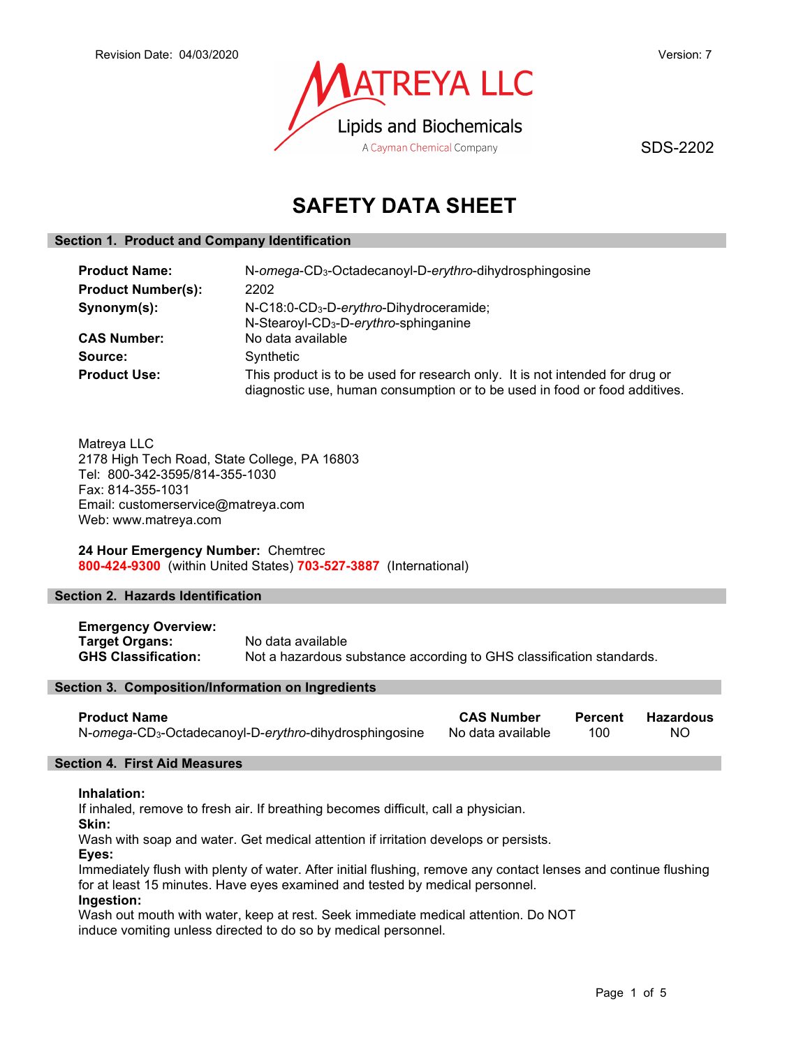Revision Date: 04/03/2020

Version: 7

MATREYA LLC
Lipids and Biochemicals
A Cayman Chemical Company

SDS-2202

# SAFETY DATA SHEET

## Section 1. Product and Company Identification

**Product Name:** N-*omega*-$CD_3$-Octadecanoyl-D-*erythro*-dihydrosphingosine

**Product Number(s):** 2202

**Synonym(s):** N-C18:0-$CD_3$-D-*erythro*-Dihydroceramide; N-Stearoyl-$CD_3$-D-*erythro*-sphinganine

**CAS Number:** No data available

**Source:** Synthetic

**Product Use:** This product is to be used for research only. It is not intended for drug or diagnostic use, human consumption or to be used in food or food additives.

Matreya LLC
2178 High Tech Road, State College, PA 16803
Tel: 800-342-3595/814-355-1030
Fax: 814-355-1031
Email: customerservice@matreya.com
Web: www.matreya.com

**24 Hour Emergency Number:** Chemtrec
**800-424-9300** (within United States) **703-527-3887** (International)

## Section 2. Hazards Identification

**Emergency Overview:**

**Target Organs:** No data available

**GHS Classification:** Not a hazardous substance according to GHS classification standards.

## Section 3. Composition/Information on Ingredients

| Product Name | CAS Number | Percent | Hazardous |
|---|---|---|---|
| N-*omega*-$CD_3$-Octadecanoyl-D-*erythro*-dihydrosphingosine | No data available | 100 | NO |

## Section 4. First Aid Measures

**Inhalation:**
If inhaled, remove to fresh air. If breathing becomes difficult, call a physician.

**Skin:**
Wash with soap and water. Get medical attention if irritation develops or persists.

**Eyes:**
Immediately flush with plenty of water. After initial flushing, remove any contact lenses and continue flushing for at least 15 minutes. Have eyes examined and tested by medical personnel.

**Ingestion:**
Wash out mouth with water, keep at rest. Seek immediate medical attention. Do NOT induce vomiting unless directed to do so by medical personnel.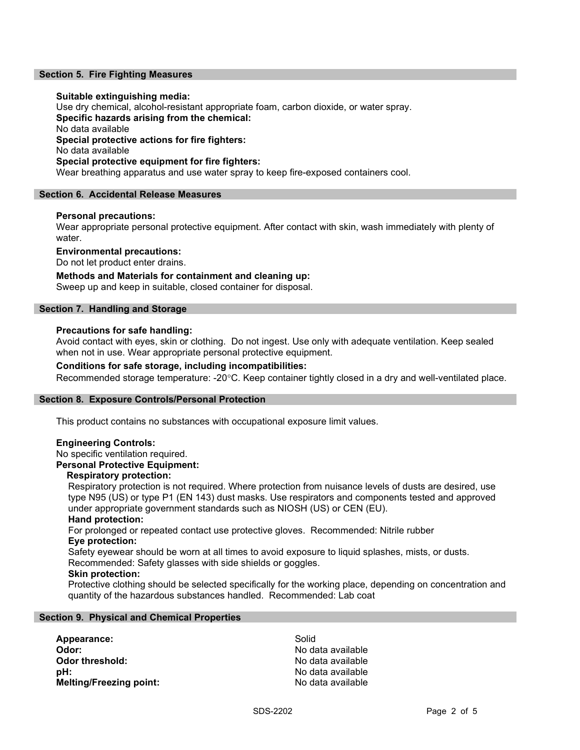## Section 5. Fire Fighting Measures

**Suitable extinguishing media:**
Use dry chemical, alcohol-resistant appropriate foam, carbon dioxide, or water spray.

**Specific hazards arising from the chemical:**
No data available

**Special protective actions for fire fighters:**
No data available

**Special protective equipment for fire fighters:**
Wear breathing apparatus and use water spray to keep fire-exposed containers cool.

## Section 6. Accidental Release Measures

**Personal precautions:**
Wear appropriate personal protective equipment. After contact with skin, wash immediately with plenty of water.

**Environmental precautions:**
Do not let product enter drains.

**Methods and Materials for containment and cleaning up:**
Sweep up and keep in suitable, closed container for disposal.

## Section 7. Handling and Storage

**Precautions for safe handling:**
Avoid contact with eyes, skin or clothing. Do not ingest. Use only with adequate ventilation. Keep sealed when not in use. Wear appropriate personal protective equipment.

**Conditions for safe storage, including incompatibilities:**
Recommended storage temperature: -20°C. Keep container tightly closed in a dry and well-ventilated place.

## Section 8. Exposure Controls/Personal Protection

This product contains no substances with occupational exposure limit values.

**Engineering Controls:**
No specific ventilation required.

**Personal Protective Equipment:**

**Respiratory protection:**
Respiratory protection is not required. Where protection from nuisance levels of dusts are desired, use type N95 (US) or type P1 (EN 143) dust masks. Use respirators and components tested and approved under appropriate government standards such as NIOSH (US) or CEN (EU).

**Hand protection:**
For prolonged or repeated contact use protective gloves. Recommended: Nitrile rubber

**Eye protection:**
Safety eyewear should be worn at all times to avoid exposure to liquid splashes, mists, or dusts. Recommended: Safety glasses with side shields or goggles.

**Skin protection:**
Protective clothing should be selected specifically for the working place, depending on concentration and quantity of the hazardous substances handled. Recommended: Lab coat

## Section 9. Physical and Chemical Properties

| | |
|---|---|
| **Appearance:** | Solid |
| **Odor:** | No data available |
| **Odor threshold:** | No data available |
| **pH:** | No data available |
| **Melting/Freezing point:** | No data available |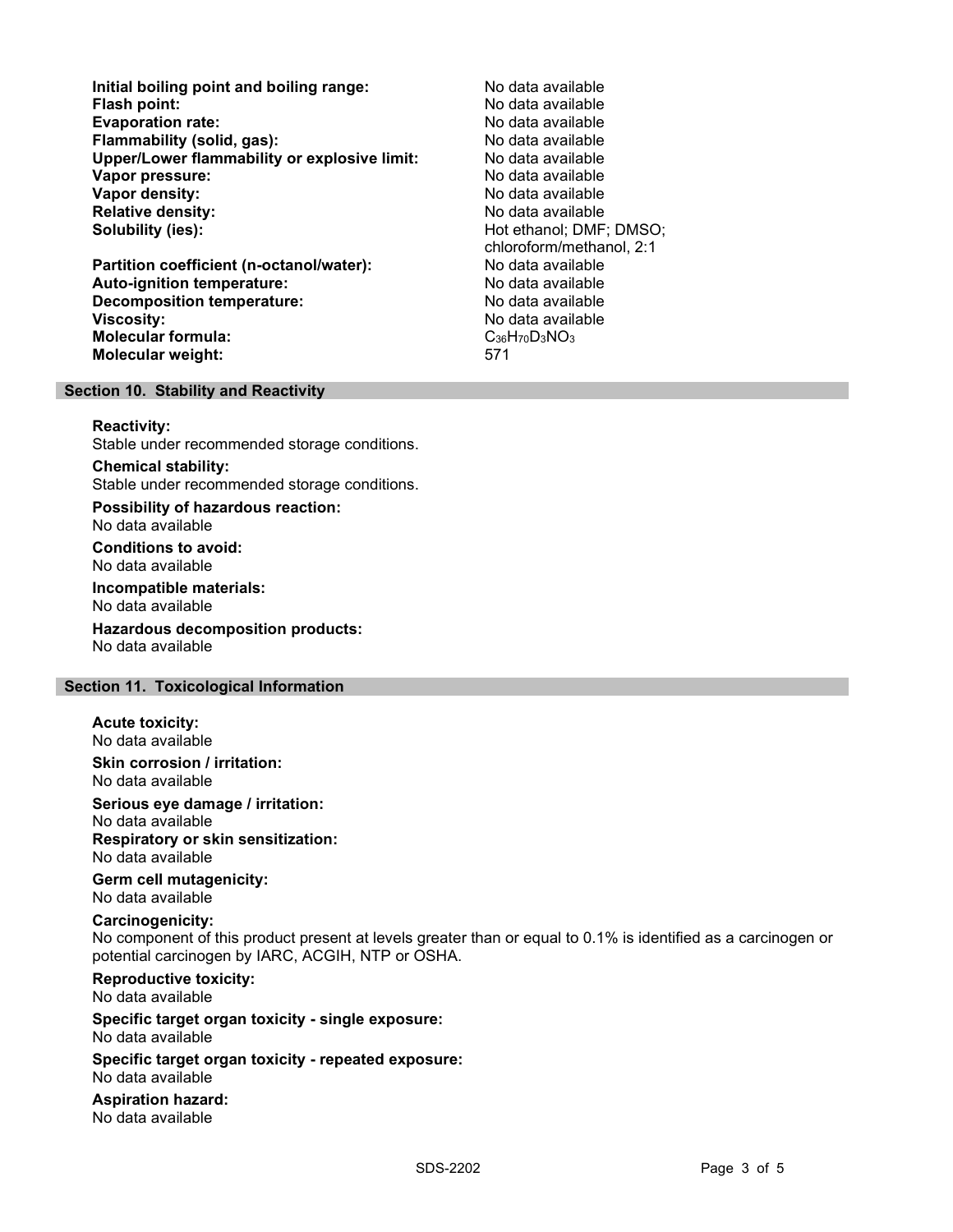| | |
|---|---|
| **Initial boiling point and boiling range:** | No data available |
| **Flash point:** | No data available |
| **Evaporation rate:** | No data available |
| **Flammability (solid, gas):** | No data available |
| **Upper/Lower flammability or explosive limit:** | No data available |
| **Vapor pressure:** | No data available |
| **Vapor density:** | No data available |
| **Relative density:** | No data available |
| **Solubility (ies):** | Hot ethanol; DMF; DMSO; chloroform/methanol, 2:1 |
| **Partition coefficient (n-octanol/water):** | No data available |
| **Auto-ignition temperature:** | No data available |
| **Decomposition temperature:** | No data available |
| **Viscosity:** | No data available |
| **Molecular formula:** | $C_{36}H_{70}D_3NO_3$ |
| **Molecular weight:** | 571 |

## Section 10. Stability and Reactivity

**Reactivity:**
Stable under recommended storage conditions.

**Chemical stability:**
Stable under recommended storage conditions.

**Possibility of hazardous reaction:**
No data available

**Conditions to avoid:**
No data available

**Incompatible materials:**
No data available

**Hazardous decomposition products:**
No data available

## Section 11. Toxicological Information

**Acute toxicity:**
No data available

**Skin corrosion / irritation:**
No data available

**Serious eye damage / irritation:**
No data available

**Respiratory or skin sensitization:**
No data available

**Germ cell mutagenicity:**
No data available

**Carcinogenicity:**
No component of this product present at levels greater than or equal to 0.1% is identified as a carcinogen or potential carcinogen by IARC, ACGIH, NTP or OSHA.

**Reproductive toxicity:**
No data available

**Specific target organ toxicity - single exposure:**
No data available

**Specific target organ toxicity - repeated exposure:**
No data available

**Aspiration hazard:**
No data available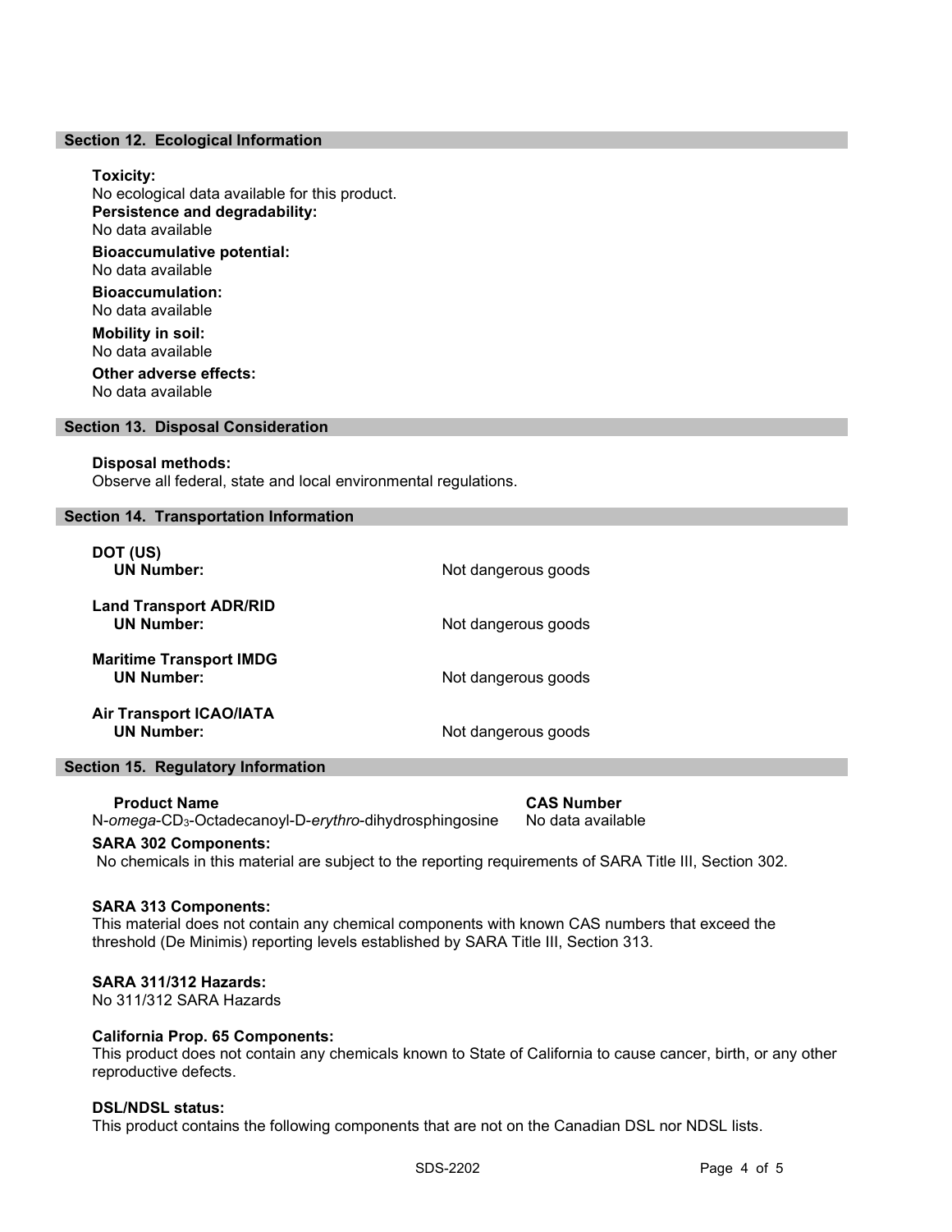## Section 12. Ecological Information

**Toxicity:**
No ecological data available for this product.

**Persistence and degradability:**
No data available

**Bioaccumulative potential:**
No data available

**Bioaccumulation:**
No data available

**Mobility in soil:**
No data available

**Other adverse effects:**
No data available

## Section 13. Disposal Consideration

**Disposal methods:**
Observe all federal, state and local environmental regulations.

## Section 14. Transportation Information

| | |
|---|---|
| **DOT (US)** | |
| **UN Number:** | Not dangerous goods |
| **Land Transport ADR/RID** | |
| **UN Number:** | Not dangerous goods |
| **Maritime Transport IMDG** | |
| **UN Number:** | Not dangerous goods |
| **Air Transport ICAO/IATA** | |
| **UN Number:** | Not dangerous goods |

## Section 15. Regulatory Information

| **Product Name** | **CAS Number** |
|---|---|
| N-*omega*-$CD_3$-Octadecanoyl-D-*erythro*-dihydrosphingosine | No data available |

**SARA 302 Components:**
No chemicals in this material are subject to the reporting requirements of SARA Title III, Section 302.

**SARA 313 Components:**
This material does not contain any chemical components with known CAS numbers that exceed the threshold (De Minimis) reporting levels established by SARA Title III, Section 313.

**SARA 311/312 Hazards:**
No 311/312 SARA Hazards

**California Prop. 65 Components:**
This product does not contain any chemicals known to State of California to cause cancer, birth, or any other reproductive defects.

**DSL/NDSL status:**
This product contains the following components that are not on the Canadian DSL nor NDSL lists.

SDS-2202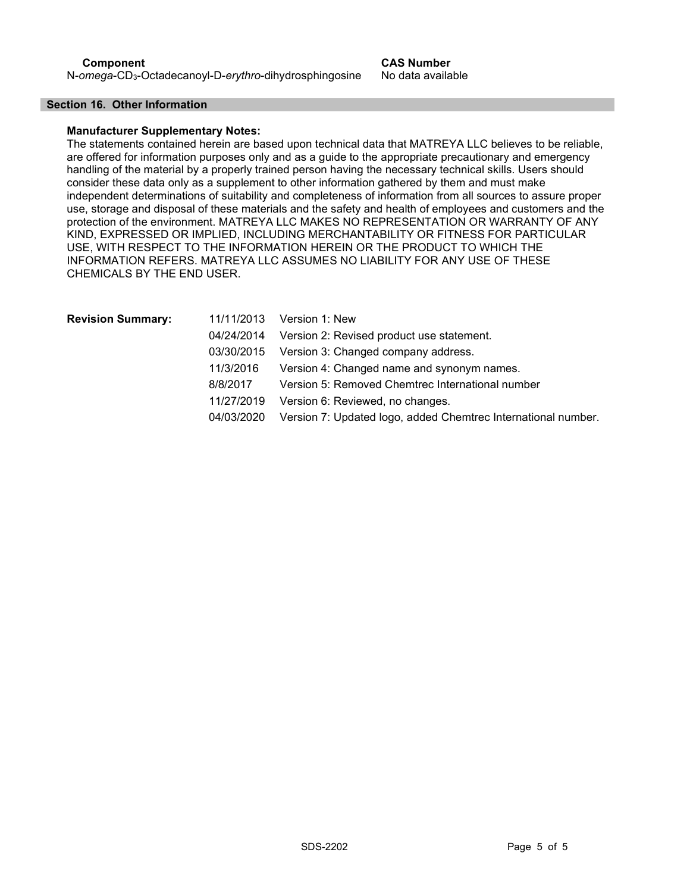| Component | CAS Number |
| --- | --- |
| N-*omega*-$CD_3$-Octadecanoyl-D-*erythro*-dihydrosphingosine | No data available |

## Section 16. Other Information

**Manufacturer Supplementary Notes:**

The statements contained herein are based upon technical data that MATREYA LLC believes to be reliable, are offered for information purposes only and as a guide to the appropriate precautionary and emergency handling of the material by a properly trained person having the necessary technical skills. Users should consider these data only as a supplement to other information gathered by them and must make independent determinations of suitability and completeness of information from all sources to assure proper use, storage and disposal of these materials and the safety and health of employees and customers and the protection of the environment. MATREYA LLC MAKES NO REPRESENTATION OR WARRANTY OF ANY KIND, EXPRESSED OR IMPLIED, INCLUDING MERCHANTABILITY OR FITNESS FOR PARTICULAR USE, WITH RESPECT TO THE INFORMATION HEREIN OR THE PRODUCT TO WHICH THE INFORMATION REFERS. MATREYA LLC ASSUMES NO LIABILITY FOR ANY USE OF THESE CHEMICALS BY THE END USER.

| | | |
| --- | --- | --- |
| **Revision Summary:** | 11/11/2013 | Version 1: New |
| | 04/24/2014 | Version 2: Revised product use statement. |
| | 03/30/2015 | Version 3: Changed company address. |
| | 11/3/2016 | Version 4: Changed name and synonym names. |
| | 8/8/2017 | Version 5: Removed Chemtrec International number |
| | 11/27/2019 | Version 6: Reviewed, no changes. |
| | 04/03/2020 | Version 7: Updated logo, added Chemtrec International number. |

SDS-2202